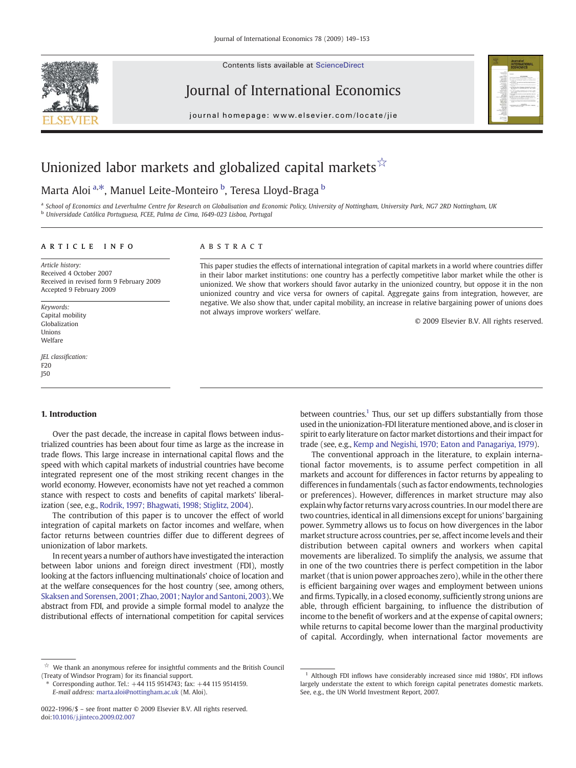# Unionized labor markets and globalized capital markets[☆]

Marta Aloi [a,*], Manuel Leite-Monteiro [b], Teresa Lloyd-Braga [b]

[a] School of Economics and Leverhulme Centre for Research on Globalisation and Economic Policy, University of Nottingham, University Park, NG7 2RD Nottingham, UK
[b] Universidade Católica Portuguesa, FCEE, Palma de Cima, 1649-023 Lisboa, Portugal

## ARTICLE INFO

*Article history:*
Received 4 October 2007
Received in revised form 9 February 2009
Accepted 9 February 2009

*Keywords:*
Capital mobility
Globalization
Unions
Welfare

*JEL classification:*
F20
J50

## ABSTRACT

This paper studies the effects of international integration of capital markets in a world where countries differ in their labor market institutions: one country has a perfectly competitive labor market while the other is unionized. We show that workers should favor autarky in the unionized country, but oppose it in the non unionized country and vice versa for owners of capital. Aggregate gains from integration, however, are negative. We also show that, under capital mobility, an increase in relative bargaining power of unions does not always improve workers' welfare.

© 2009 Elsevier B.V. All rights reserved.

## 1. Introduction

Over the past decade, the increase in capital flows between industrialized countries has been about four time as large as the increase in trade flows. This large increase in international capital flows and the speed with which capital markets of industrial countries have become integrated represent one of the most striking recent changes in the world economy. However, economists have not yet reached a common stance with respect to costs and benefits of capital markets' liberalization (see, e.g., Rodrik, 1997; Bhagwati, 1998; Stiglitz, 2004).

The contribution of this paper is to uncover the effect of world integration of capital markets on factor incomes and welfare, when factor returns between countries differ due to different degrees of unionization of labor markets.

In recent years a number of authors have investigated the interaction between labor unions and foreign direct investment (FDI), mostly looking at the factors influencing multinationals' choice of location and at the welfare consequences for the host country (see, among others, Skaksen and Sorensen, 2001; Zhao, 2001; Naylor and Santoni, 2003). We abstract from FDI, and provide a simple formal model to analyze the distributional effects of international competition for capital services between countries.[1] Thus, our set up differs substantially from those used in the unionization-FDI literature mentioned above, and is closer in spirit to early literature on factor market distortions and their impact for trade (see, e.g., Kemp and Negishi, 1970; Eaton and Panagariya, 1979).

The conventional approach in the literature, to explain international factor movements, is to assume perfect competition in all markets and account for differences in factor returns by appealing to differences in fundamentals (such as factor endowments, technologies or preferences). However, differences in market structure may also explain why factor returns vary across countries. In our model there are two countries, identical in all dimensions except for unions' bargaining power. Symmetry allows us to focus on how divergences in the labor market structure across countries, per se, affect income levels and their distribution between capital owners and workers when capital movements are liberalized. To simplify the analysis, we assume that in one of the two countries there is perfect competition in the labor market (that is union power approaches zero), while in the other there is efficient bargaining over wages and employment between unions and firms. Typically, in a closed economy, sufficiently strong unions are able, through efficient bargaining, to influence the distribution of income to the benefit of workers and at the expense of capital owners; while returns to capital become lower than the marginal productivity of capital. Accordingly, when international factor movements are

---

☆ We thank an anonymous referee for insightful comments and the British Council (Treaty of Windsor Program) for its financial support.

\* Corresponding author. Tel.: +44 115 9514743; fax: +44 115 9514159.
*E-mail address:* marta.aloi@nottingham.ac.uk (M. Aloi).

[1] Although FDI inflows have considerably increased since mid 1980s', FDI inflows largely understate the extent to which foreign capital penetrates domestic markets. See, e.g., the UN World Investment Report, 2007.

0022-1996/$ – see front matter © 2009 Elsevier B.V. All rights reserved.
doi:10.1016/j.jinteco.2009.02.007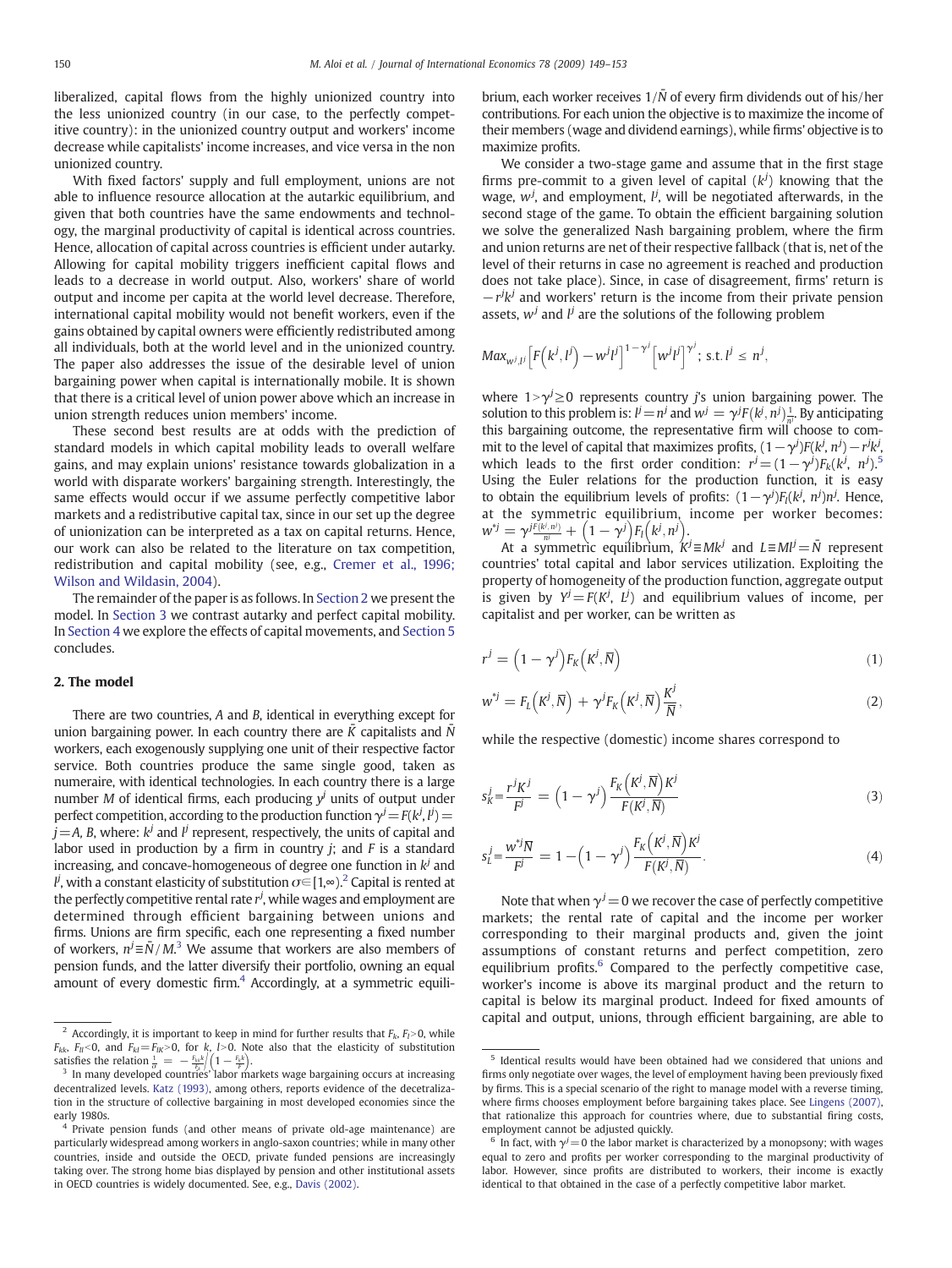liberalized, capital flows from the highly unionized country into the less unionized country (in our case, to the perfectly competitive country): in the unionized country output and workers' income decrease while capitalists' income increases, and vice versa in the non unionized country.

With fixed factors' supply and full employment, unions are not able to influence resource allocation at the autarkic equilibrium, and given that both countries have the same endowments and technology, the marginal productivity of capital is identical across countries. Hence, allocation of capital across countries is efficient under autarky. Allowing for capital mobility triggers inefficient capital flows and leads to a decrease in world output. Also, workers' share of world output and income per capita at the world level decrease. Therefore, international capital mobility would not benefit workers, even if the gains obtained by capital owners were efficiently redistributed among all individuals, both at the world level and in the unionized country. The paper also addresses the issue of the desirable level of union bargaining power when capital is internationally mobile. It is shown that there is a critical level of union power above which an increase in union strength reduces union members' income.

These second best results are at odds with the prediction of standard models in which capital mobility leads to overall welfare gains, and may explain unions' resistance towards globalization in a world with disparate workers' bargaining strength. Interestingly, the same effects would occur if we assume perfectly competitive labor markets and a redistributive capital tax, since in our set up the degree of unionization can be interpreted as a tax on capital returns. Hence, our work can also be related to the literature on tax competition, redistribution and capital mobility (see, e.g., Cremer et al., 1996; Wilson and Wildasin, 2004).

The remainder of the paper is as follows. In Section 2 we present the model. In Section 3 we contrast autarky and perfect capital mobility. In Section 4 we explore the effects of capital movements, and Section 5 concludes.

## 2. The model

There are two countries, *A* and *B*, identical in everything except for union bargaining power. In each country there are $\bar{K}$ capitalists and $\bar{N}$ workers, each exogenously supplying one unit of their respective factor service. Both countries produce the same single good, taken as numeraire, with identical technologies. In each country there is a large number $M$ of identical firms, each producing $y^j$ units of output under perfect competition, according to the production function $y^j = F(k^j, l^j) = j = A, B$, where: $k^j$ and $l^j$ represent, respectively, the units of capital and labor used in production by a firm in country $j$; and $F$ is a standard increasing, and concave-homogeneous of degree one function in $k^j$ and $l^j$, with a constant elasticity of substitution $\sigma \in [1, \infty)$.[2] Capital is rented at the perfectly competitive rental rate $r^j$, while wages and employment are determined through efficient bargaining between unions and firms. Unions are firm specific, each one representing a fixed number of workers, $n^j \equiv \bar{N}/M$.[3] We assume that workers are also members of pension funds, and the latter diversify their portfolio, owning an equal amount of every domestic firm.[4] Accordingly, at a symmetric equilibrium, each worker receives $1/\bar{N}$ of every firm dividends out of his/her contributions. For each union the objective is to maximize the income of their members (wage and dividend earnings), while firms' objective is to maximize profits.

We consider a two-stage game and assume that in the first stage firms pre-commit to a given level of capital ($k^j$) knowing that the wage, $w^j$, and employment, $l^j$, will be negotiated afterwards, in the second stage of the game. To obtain the efficient bargaining solution we solve the generalized Nash bargaining problem, where the firm and union returns are net of their respective fallback (that is, net of the level of their returns in case no agreement is reached and production does not take place). Since, in case of disagreement, firms' return is $-r^j k^j$ and workers' return is the income from their private pension assets, $w^j$ and $l^j$ are the solutions of the following problem

$$Max_{w^j, l^j}\left[F\left(k^j, l^j\right) - w^j l^j\right]^{1-\gamma^j}\left[w^j l^j\right]^{\gamma^j};\ \text{s.t.}\ l^j \leq n^j,$$

where $1 > \gamma^j \geq 0$ represents country $j$'s union bargaining power. The solution to this problem is: $l^j = n^j$ and $w^j = \gamma^j F\left(k^j, n^j\right)\frac{1}{n^j}$. By anticipating this bargaining outcome, the representative firm will choose to commit to the level of capital that maximizes profits, $(1-\gamma^j)F(k^j, n^j) - r^j k^j$, which leads to the first order condition: $r^j = (1-\gamma^j)F_k(k^j, n^j)$.[5] Using the Euler relations for the production function, it is easy to obtain the equilibrium levels of profits: $(1-\gamma^j)F_l(k^j, n^j)n^j$. Hence, at the symmetric equilibrium, income per worker becomes: $w^{*j} = \gamma^j \frac{F(k^j, n^j)}{n^j} + \left(1-\gamma^j\right)F_l\left(k^j, n^j\right)$.

At a symmetric equilibrium, $K^j \equiv Mk^j$ and $L \equiv Ml^j = \bar{N}$ represent countries' total capital and labor services utilization. Exploiting the property of homogeneity of the production function, aggregate output is given by $Y^j = F(K^j, L^j)$ and equilibrium values of income, per capitalist and per worker, can be written as

$$r^j = \left(1-\gamma^j\right)F_K\left(K^j, \bar{N}\right) \tag{1}$$

$$w^{*j} = F_L\left(K^j, \bar{N}\right) + \gamma^j F_K\left(K^j, \bar{N}\right)\frac{K^j}{\bar{N}}, \tag{2}$$

while the respective (domestic) income shares correspond to

$$s_K^j \equiv \frac{r^j K^j}{F^j} = \left(1-\gamma^j\right)\frac{F_K\left(K^j, \bar{N}\right)K^j}{F(K^j, \bar{N})} \tag{3}$$

$$s_L^j \equiv \frac{w^{*j}\bar{N}}{F^j} = 1 - \left(1-\gamma^j\right)\frac{F_K\left(K^j, \bar{N}\right)K^j}{F(K^j, \bar{N})}. \tag{4}$$

Note that when $\gamma^j = 0$ we recover the case of perfectly competitive markets; the rental rate of capital and the income per worker corresponding to their marginal products and, given the joint assumptions of constant returns and perfect competition, zero equilibrium profits.[6] Compared to the perfectly competitive case, worker's income is above its marginal product and the return to capital is below its marginal product. Indeed for fixed amounts of capital and output, unions, through efficient bargaining, are able to

---

[2] Accordingly, it is important to keep in mind for further results that $F_k, F_l > 0$, while $F_{kk}, F_{ll} < 0$, and $F_{kl} = F_{lK} > 0$, for $k, l > 0$. Note also that the elasticity of substitution satisfies the relation $\frac{1}{\sigma} = -\frac{F_{kk}k}{F_k}\Big/\left(1 - \frac{F_k k}{F}\right)$.

[3] In many developed countries' labor markets wage bargaining occurs at increasing decentralized levels. Katz (1993), among others, reports evidence of the decentralization in the structure of collective bargaining in most developed economies since the early 1980s.

[4] Private pension funds (and other means of private old-age maintenance) are particularly widespread among workers in anglo-saxon countries; while in many other countries, inside and outside the OECD, private funded pensions are increasingly taking over. The strong home bias displayed by pension and other institutional assets in OECD countries is widely documented. See, e.g., Davis (2002).

[5] Identical results would have been obtained had we considered that unions and firms only negotiate over wages, the level of employment having been previously fixed by firms. This is a special scenario of the right to manage model with a reverse timing, where firms chooses employment before bargaining takes place. See Lingens (2007), that rationalize this approach for countries where, due to substantial firing costs, employment cannot be adjusted quickly.

[6] In fact, with $\gamma^j = 0$ the labor market is characterized by a monopsony; with wages equal to zero and profits per worker corresponding to the marginal productivity of labor. However, since profits are distributed to workers, their income is exactly identical to that obtained in the case of a perfectly competitive labor market.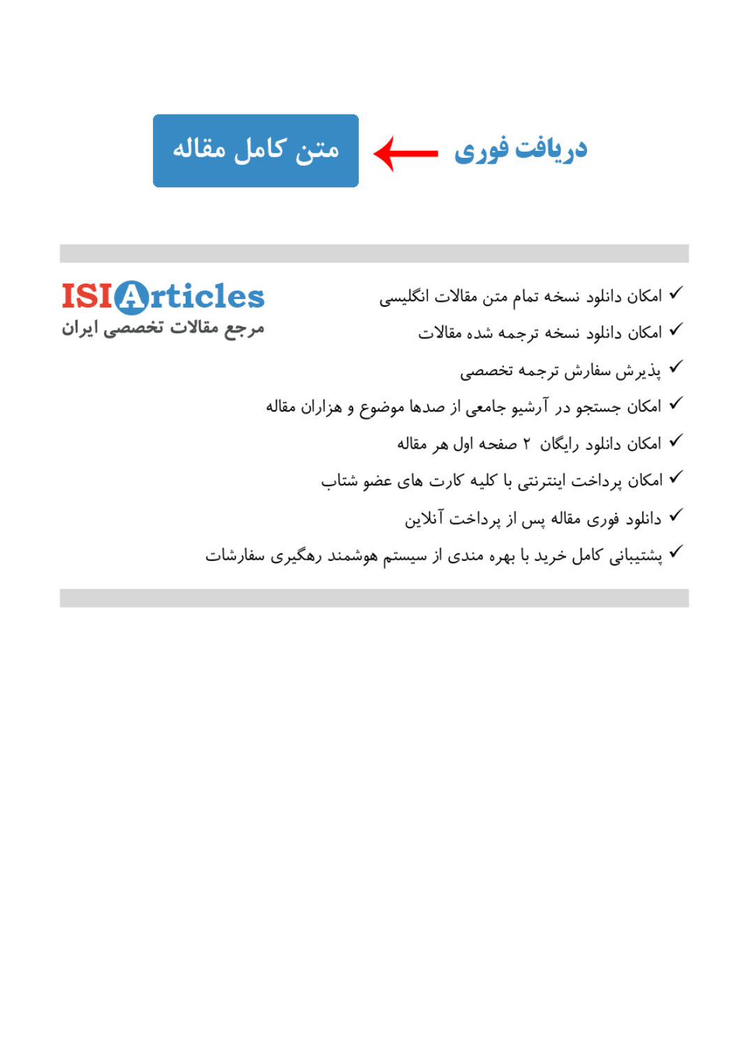دریافت فوری ← **متن کامل مقاله**

**ISIArticles**
مرجع مقالات تخصصی ایران

- ✓ امکان دانلود نسخه تمام متن مقالات انگلیسی
- ✓ امکان دانلود نسخه ترجمه شده مقالات
- ✓ پذیرش سفارش ترجمه تخصصی
- ✓ امکان جستجو در آرشیو جامعی از صدها موضوع و هزاران مقاله
- ✓ امکان دانلود رایگان ۲ صفحه اول هر مقاله
- ✓ امکان پرداخت اینترنتی با کلیه کارت های عضو شتاب
- ✓ دانلود فوری مقاله پس از پرداخت آنلاین
- ✓ پشتیبانی کامل خرید با بهره مندی از سیستم هوشمند رهگیری سفارشات